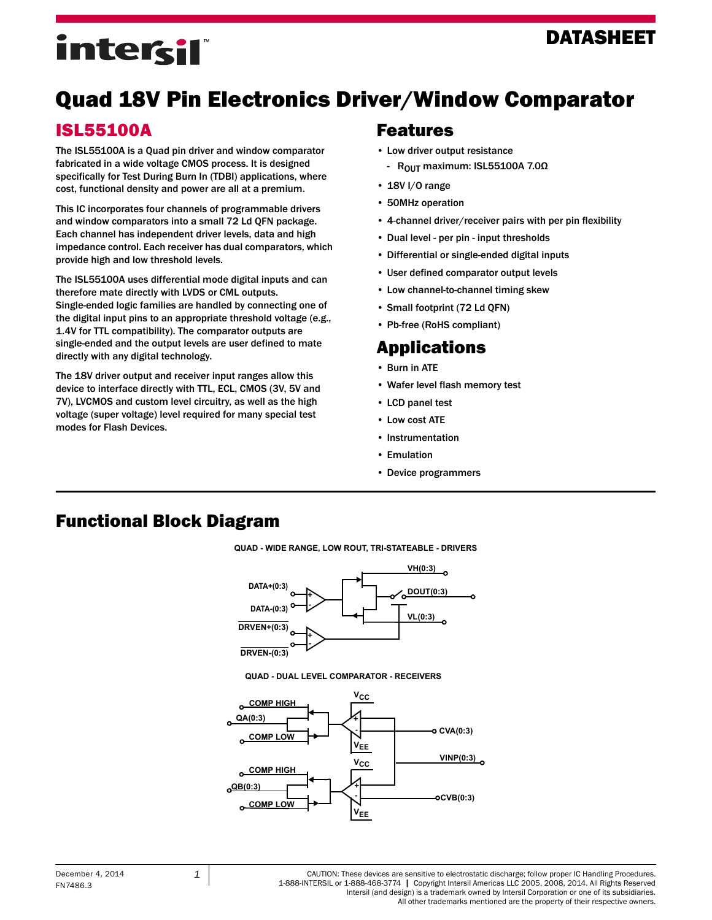DATASHEET

# Quad 18V Pin Electronics Driver/Window Comparator

## ISL55100A

The ISL55100A is a Quad pin driver and window comparator fabricated in a wide voltage CMOS process. It is designed specifically for Test During Burn In (TDBI) applications, where cost, functional density and power are all at a premium.

This IC incorporates four channels of programmable drivers and window comparators into a small 72 Ld QFN package. Each channel has independent driver levels, data and high impedance control. Each receiver has dual comparators, which provide high and low threshold levels.

The ISL55100A uses differential mode digital inputs and can therefore mate directly with LVDS or CML outputs. Single-ended logic families are handled by connecting one of the digital input pins to an appropriate threshold voltage (e.g., 1.4V for TTL compatibility). The comparator outputs are single-ended and the output levels are user defined to mate directly with any digital technology.

The 18V driver output and receiver input ranges allow this device to interface directly with TTL, ECL, CMOS (3V, 5V and 7V), LVCMOS and custom level circuitry, as well as the high voltage (super voltage) level required for many special test modes for Flash Devices.

## Features

- Low driver output resistance
  - $R_{OUT}$ maximum: ISL55100A 7.0Ω
- 18V I/O range
- 50MHz operation
- 4-channel driver/receiver pairs with per pin flexibility
- Dual level - per pin - input thresholds
- Differential or single-ended digital inputs
- User defined comparator output levels
- Low channel-to-channel timing skew
- Small footprint (72 Ld QFN)
- Pb-free (RoHS compliant)

## Applications

- Burn in ATE
- Wafer level flash memory test
- LCD panel test
- Low cost ATE
- Instrumentation
- Emulation
- Device programmers

## Functional Block Diagram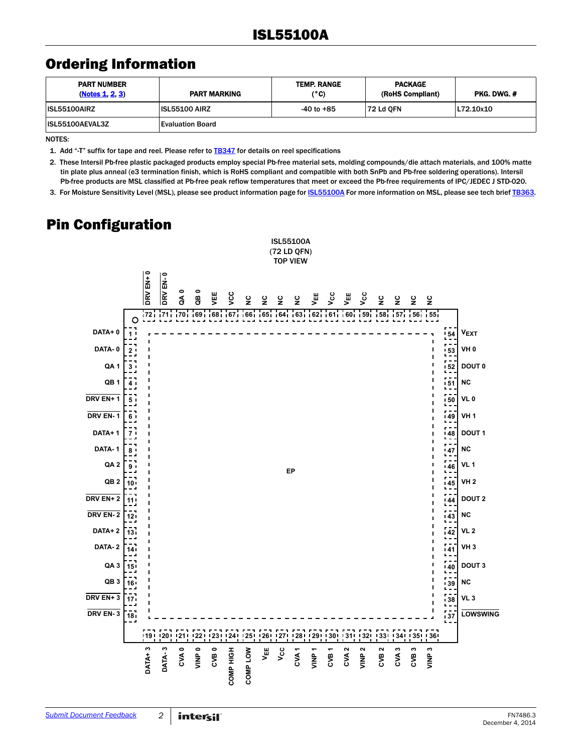## Ordering Information

| PART NUMBER (Notes 1, 2, 3) | PART MARKING | TEMP. RANGE (°C) | PACKAGE (RoHS Compliant) | PKG. DWG. # |
|---|---|---|---|---|
| ISL55100AIRZ | ISL55100 AIRZ | -40 to +85 | 72 Ld QFN | L72.10x10 |
| ISL55100AEVAL3Z | Evaluation Board | | | |

NOTES:

1. Add "-T" suffix for tape and reel. Please refer to TB347 for details on reel specifications
2. These Intersil Pb-free plastic packaged products employ special Pb-free material sets, molding compounds/die attach materials, and 100% matte tin plate plus anneal (e3 termination finish, which is RoHS compliant and compatible with both SnPb and Pb-free soldering operations). Intersil Pb-free products are MSL classified at Pb-free peak reflow temperatures that meet or exceed the Pb-free requirements of IPC/JEDEC J STD-020.
3. For Moisture Sensitivity Level (MSL), please see product information page for ISL55100A For more information on MSL, please see tech brief TB363.

## Pin Configuration

ISL55100A
(72 LD QFN)
TOP VIEW

| Pin | Name | Pin | Name |
|---|---|---|---|
| 1 | DATA+ 0 | 37 | $\overline{\text{LOWSWING}}$ |
| 2 | DATA- 0 | 38 | VL 3 |
| 3 | QA 1 | 39 | NC |
| 4 | QB 1 | 40 | DOUT 3 |
| 5 | $\overline{\text{DRV EN+ 1}}$ | 41 | VH 3 |
| 6 | $\overline{\text{DRV EN- 1}}$ | 42 | VL 2 |
| 7 | DATA+ 1 | 43 | NC |
| 8 | DATA- 1 | 44 | DOUT 2 |
| 9 | QA 2 | 45 | VH 2 |
| 10 | QB 2 | 46 | VL 1 |
| 11 | $\overline{\text{DRV EN+ 2}}$ | 47 | NC |
| 12 | $\overline{\text{DRV EN- 2}}$ | 48 | DOUT 1 |
| 13 | DATA+ 2 | 49 | VH 1 |
| 14 | DATA- 2 | 50 | VL 0 |
| 15 | QA 3 | 51 | NC |
| 16 | QB 3 | 52 | DOUT 0 |
| 17 | $\overline{\text{DRV EN+ 3}}$ | 53 | VH 0 |
| 18 | $\overline{\text{DRV EN- 3}}$ | 54 | $V_{EXT}$ |
| 19 | DATA+ 3 | 55 | NC |
| 20 | DATA- 3 | 56 | NC |
| 21 | CVA 0 | 57 | NC |
| 22 | VINP 0 | 58 | NC |
| 23 | CVB 0 | 59 | $V_{CC}$ |
| 24 | COMP HIGH | 60 | $V_{EE}$ |
| 25 | COMP LOW | 61 | $V_{CC}$ |
| 26 | $V_{EE}$ | 62 | $V_{EE}$ |
| 27 | $V_{CC}$ | 63 | NC |
| 28 | CVA 1 | 64 | NC |
| 29 | VINP 1 | 65 | NC |
| 30 | CVB 1 | 66 | NC |
| 31 | CVA 2 | 67 | VCC |
| 32 | VINP 2 | 68 | VEE |
| 33 | CVB 2 | 69 | QB 0 |
| 34 | CVA 3 | 70 | QA 0 |
| 35 | CVB 3 | 71 | $\overline{\text{DRV EN- 0}}$ |
| 36 | VINP 3 | 72 | $\overline{\text{DRV EN+ 0}}$ |
| EP | EP | | |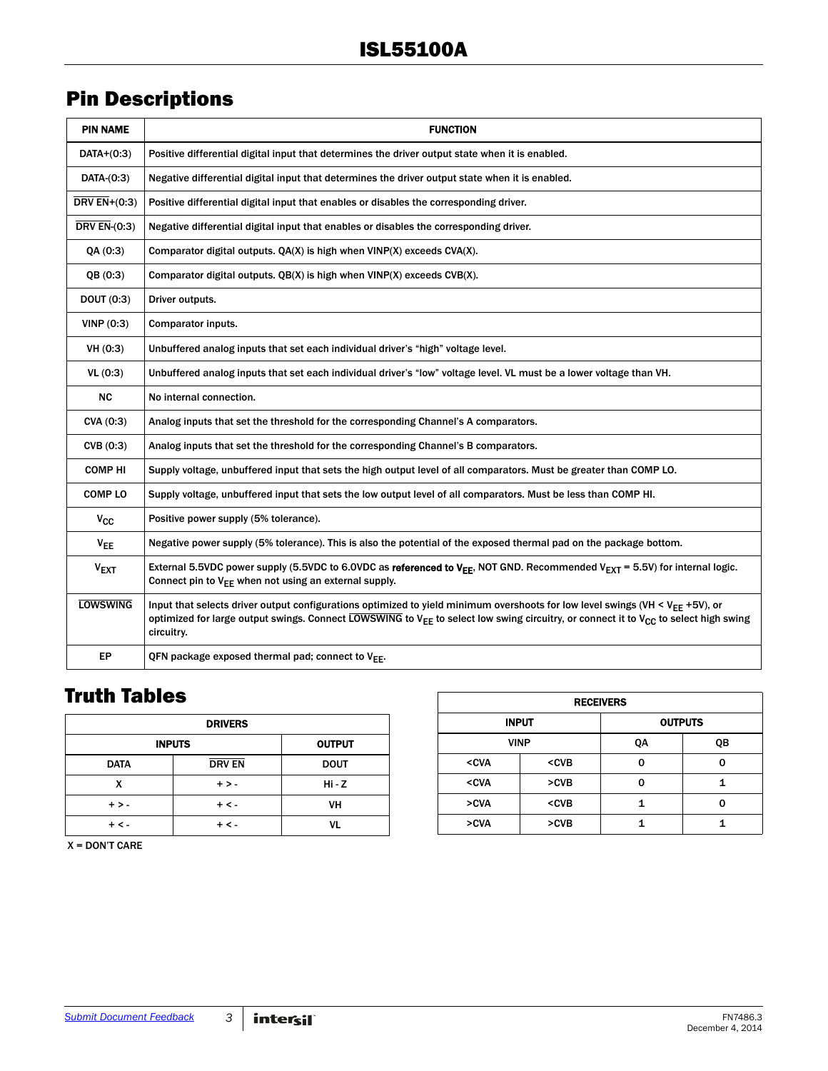## Pin Descriptions

| PIN NAME | FUNCTION |
|---|---|
| DATA+(0:3) | Positive differential digital input that determines the driver output state when it is enabled. |
| DATA-(0:3) | Negative differential digital input that determines the driver output state when it is enabled. |
| $\overline{\text{DRV EN}}$+(0:3) | Positive differential digital input that enables or disables the corresponding driver. |
| $\overline{\text{DRV EN}}$-(0:3) | Negative differential digital input that enables or disables the corresponding driver. |
| QA (0:3) | Comparator digital outputs. QA(X) is high when VINP(X) exceeds CVA(X). |
| QB (0:3) | Comparator digital outputs. QB(X) is high when VINP(X) exceeds CVB(X). |
| DOUT (0:3) | Driver outputs. |
| VINP (0:3) | Comparator inputs. |
| VH (0:3) | Unbuffered analog inputs that set each individual driver's "high" voltage level. |
| VL (0:3) | Unbuffered analog inputs that set each individual driver's "low" voltage level. VL must be a lower voltage than VH. |
| NC | No internal connection. |
| CVA (0:3) | Analog inputs that set the threshold for the corresponding Channel's A comparators. |
| CVB (0:3) | Analog inputs that set the threshold for the corresponding Channel's B comparators. |
| COMP HI | Supply voltage, unbuffered input that sets the high output level of all comparators. Must be greater than COMP LO. |
| COMP LO | Supply voltage, unbuffered input that sets the low output level of all comparators. Must be less than COMP HI. |
| $V_{CC}$ | Positive power supply (5% tolerance). |
| $V_{EE}$ | Negative power supply (5% tolerance). This is also the potential of the exposed thermal pad on the package bottom. |
| $V_{EXT}$ | External 5.5VDC power supply (5.5VDC to 6.0VDC as **referenced to $V_{EE}$**, NOT GND. Recommended $V_{EXT}$ = 5.5V) for internal logic. Connect pin to $V_{EE}$ when not using an external supply. |
| $\overline{\text{LOWSWING}}$ | Input that selects driver output configurations optimized to yield minimum overshoots for low level swings (VH < $V_{EE}$ +5V), or optimized for large output swings. Connect $\overline{\text{LOWSWING}}$ to $V_{EE}$ to select low swing circuitry, or connect it to $V_{CC}$ to select high swing circuitry. |
| EP | QFN package exposed thermal pad; connect to $V_{EE}$. |

## Truth Tables

| DRIVERS | | |
|---|---|---|
| **INPUTS** | | **OUTPUT** |
| DATA | $\overline{\text{DRV EN}}$ | DOUT |
| X | + > - | Hi - Z |
| + > - | + < - | VH |
| + < - | + < - | VL |

X = DON'T CARE

| RECEIVERS | | | |
|---|---|---|---|
| **INPUT** | | **OUTPUTS** | |
| VINP | | QA | QB |
| <CVA | <CVB | 0 | 0 |
| <CVA | >CVB | 0 | 1 |
| >CVA | <CVB | 1 | 0 |
| >CVA | >CVB | 1 | 1 |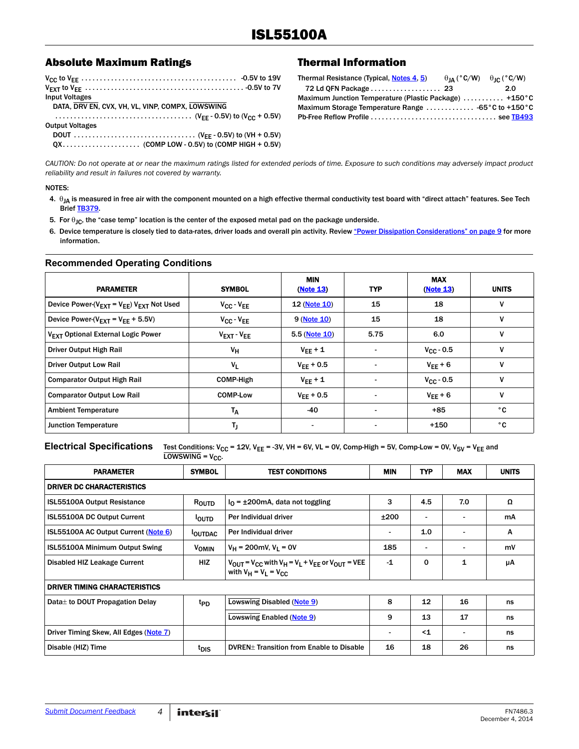## Absolute Maximum Ratings

$V_{CC}$ to $V_{EE}$ .......................................... -0.5V to 19V
$V_{EXT}$ to $V_{EE}$ .......................................... -0.5V to 7V
Input Voltages
DATA, $\overline{DRV\ EN}$, CVX, VH, VL, VINP, COMPX, $\overline{LOWSWING}$
.................................... ($V_{EE}$ - 0.5V) to ($V_{CC}$ + 0.5V)
Output Voltages
DOUT ................................ ($V_{EE}$ - 0.5V) to (VH + 0.5V)
QX..................... (COMP LOW - 0.5V) to (COMP HIGH + 0.5V)

## Thermal Information

| Thermal Resistance (Typical, Notes 4, 5) | $\theta_{JA}$ (°C/W) | $\theta_{JC}$ (°C/W) |
|---|---|---|
| 72 Ld QFN Package | 23 | 2.0 |

Maximum Junction Temperature (Plastic Package) ........... +150°C
Maximum Storage Temperature Range ............. -65°C to +150°C
Pb-Free Reflow Profile ................................. see TB493

*CAUTION: Do not operate at or near the maximum ratings listed for extended periods of time. Exposure to such conditions may adversely impact product reliability and result in failures not covered by warranty.*

NOTES:

4. $\theta_{JA}$ is measured in free air with the component mounted on a high effective thermal conductivity test board with "direct attach" features. See Tech Brief TB379.
5. For $\theta_{JC}$, the "case temp" location is the center of the exposed metal pad on the package underside.
6. Device temperature is closely tied to data-rates, driver loads and overall pin activity. Review "Power Dissipation Considerations" on page 9 for more information.

## Recommended Operating Conditions

| PARAMETER | SYMBOL | MIN (Note 13) | TYP | MAX (Note 13) | UNITS |
|---|---|---|---|---|---|
| Device Power-($V_{EXT}$ = $V_{EE}$) $V_{EXT}$ Not Used | $V_{CC}$ - $V_{EE}$ | 12 (Note 10) | 15 | 18 | V |
| Device Power-($V_{EXT}$ = $V_{EE}$ + 5.5V) | $V_{CC}$ - $V_{EE}$ | 9 (Note 10) | 15 | 18 | V |
| $V_{EXT}$ Optional External Logic Power | $V_{EXT}$ - $V_{EE}$ | 5.5 (Note 10) | 5.75 | 6.0 | V |
| Driver Output High Rail | $V_H$ | $V_{EE}$ + 1 | - | $V_{CC}$ - 0.5 | V |
| Driver Output Low Rail | $V_L$ | $V_{EE}$ + 0.5 | - | $V_{EE}$ + 6 | V |
| Comparator Output High Rail | COMP-High | $V_{EE}$ + 1 | - | $V_{CC}$ - 0.5 | V |
| Comparator Output Low Rail | COMP-Low | $V_{EE}$ + 0.5 | - | $V_{EE}$ + 6 | V |
| Ambient Temperature | $T_A$ | -40 | - | +85 | °C |
| Junction Temperature | $T_J$ | - | - | +150 | °C |

## Electrical Specifications

Test Conditions: $V_{CC}$ = 12V, $V_{EE}$ = -3V, VH = 6V, VL = 0V, Comp-High = 5V, Comp-Low = 0V, $V_{5V}$ = $V_{EE}$ and $\overline{LOWSWING}$ = $V_{CC}$.

| PARAMETER | SYMBOL | TEST CONDITIONS | MIN | TYP | MAX | UNITS |
|---|---|---|---|---|---|---|
| **DRIVER DC CHARACTERISTICS** | | | | | | |
| ISL55100A Output Resistance | $R_{OUTD}$ | $I_O$ = ±200mA, data not toggling | 3 | 4.5 | 7.0 | Ω |
| ISL55100A DC Output Current | $I_{OUTD}$ | Per Individual driver | ±200 | - | - | mA |
| ISL55100A AC Output Current (Note 6) | $I_{OUTDAC}$ | Per Individual driver | - | 1.0 | - | A |
| ISL55100A Minimum Output Swing | $V_{OMIN}$ | $V_H$ = 200mV, $V_L$ = 0V | 185 | - | - | mV |
| Disabled HIZ Leakage Current | HIZ | $V_{OUT}$ = $V_{CC}$ with $V_H$ = $V_L$ + $V_{EE}$ or $V_{OUT}$ = VEE with $V_H$ = $V_L$ = $V_{CC}$ | -1 | 0 | 1 | µA |
| **DRIVER TIMING CHARACTERISTICS** | | | | | | |
| Data± to DOUT Propagation Delay | $t_{PD}$ | $\overline{Lowswing}$ Disabled (Note 9) | 8 | 12 | 16 | ns |
| | | $\overline{Lowswing}$ Enabled (Note 9) | 9 | 13 | 17 | ns |
| Driver Timing Skew, All Edges (Note 7) | | | - | <1 | - | ns |
| Disable (HIZ) Time | $t_{DIS}$ | DVREN± Transition from Enable to Disable | 16 | 18 | 26 | ns |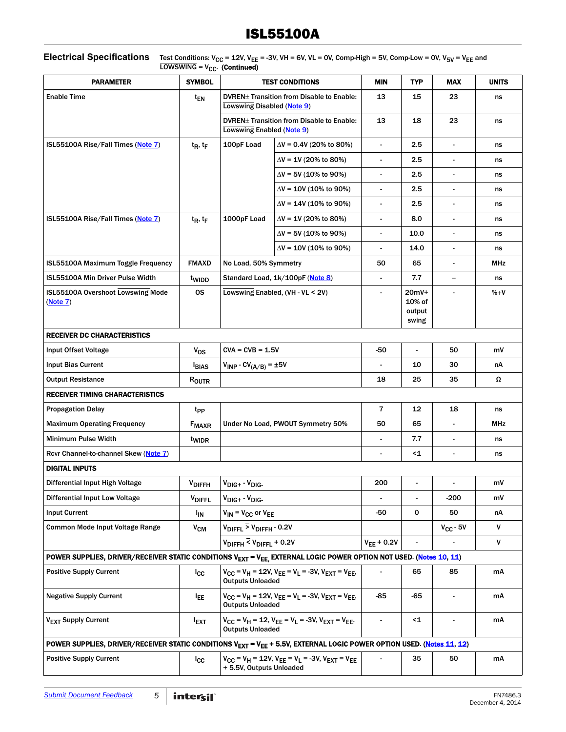## Electrical Specifications

Test Conditions: $V_{CC}$ = 12V, $V_{EE}$ = -3V, VH = 6V, VL = 0V, Comp-High = 5V, Comp-Low = 0V, $V_{5V}$ = $V_{EE}$ and $\overline{LOWSWING}$ = $V_{CC}$. **(Continued)**

| PARAMETER | SYMBOL | TEST CONDITIONS | | MIN | TYP | MAX | UNITS |
|---|---|---|---|---|---|---|---|
| Enable Time | $t_{EN}$ | DVREN± Transition from Disable to Enable: $\overline{Lowswing}$ Disabled (Note 9) | | 13 | 15 | 23 | ns |
| | | DVREN± Transition from Disable to Enable: $\overline{Lowswing}$ Enabled (Note 9) | | 13 | 18 | 23 | ns |
| ISL55100A Rise/Fall Times (Note 7) | $t_R$, $t_F$ | 100pF Load | ΔV = 0.4V (20% to 80%) | - | 2.5 | - | ns |
| | | | ΔV = 1V (20% to 80%) | - | 2.5 | - | ns |
| | | | ΔV = 5V (10% to 90%) | - | 2.5 | - | ns |
| | | | ΔV = 10V (10% to 90%) | - | 2.5 | - | ns |
| | | | ΔV = 14V (10% to 90%) | - | 2.5 | - | ns |
| ISL55100A Rise/Fall Times (Note 7) | $t_R$, $t_F$ | 1000pF Load | ΔV = 1V (20% to 80%) | - | 8.0 | - | ns |
| | | | ΔV = 5V (10% to 90%) | - | 10.0 | - | ns |
| | | | ΔV = 10V (10% to 90%) | - | 14.0 | - | ns |
| ISL55100A Maximum Toggle Frequency | FMAXD | No Load, 50% Symmetry | | 50 | 65 | - | MHz |
| ISL55100A Min Driver Pulse Width | $t_{WIDD}$ | Standard Load, 1k/100pF (Note 8) | | - | 7.7 | – | ns |
| ISL55100A Overshoot Lowswing Mode (Note 7) | OS | $\overline{Lowswing}$ Enabled, (VH - VL < 2V) | | - | 20mV+ 10% of output swing | - | %+V |
| **RECEIVER DC CHARACTERISTICS** | | | | | | | |
| Input Offset Voltage | $V_{OS}$ | CVA = CVB = 1.5V | | -50 | - | 50 | mV |
| Input Bias Current | $I_{BIAS}$ | $V_{INP}$ - $CV_{(A/B)}$ = ±5V | | - | 10 | 30 | nA |
| Output Resistance | $R_{OUTR}$ | | | 18 | 25 | 35 | Ω |
| **RECEIVER TIMING CHARACTERISTICS** | | | | | | | |
| Propagation Delay | $t_{PP}$ | | | 7 | 12 | 18 | ns |
| Maximum Operating Frequency | $F_{MAXR}$ | Under No Load, PWOUT Symmetry 50% | | 50 | 65 | - | MHz |
| Minimum Pulse Width | $t_{WIDR}$ | | | - | 7.7 | - | ns |
| Rcvr Channel-to-channel Skew (Note 7) | | | | - | <1 | - | ns |
| **DIGITAL INPUTS** | | | | | | | |
| Differential Input High Voltage | $V_{DIFFH}$ | $V_{DIG+}$ - $V_{DIG-}$ | | 200 | - | - | mV |
| Differential Input Low Voltage | $V_{DIFFL}$ | $V_{DIG+}$ - $V_{DIG-}$ | | - | - | -200 | mV |
| Input Current | $I_{IN}$ | $V_{IN}$ = $V_{CC}$ or $V_{EE}$ | | -50 | 0 | 50 | nA |
| Common Mode Input Voltage Range | $V_{CM}$ | $V_{DIFFL}$ ≥ $V_{DIFFH}$ - 0.2V | | | | $V_{CC}$ - 5V | V |
| | | $V_{DIFFH}$ ≤ $V_{DIFFL}$ + 0.2V | | $V_{EE}$ + 0.2V | - | - | V |
| **POWER SUPPLIES, DRIVER/RECEIVER STATIC CONDITIONS $V_{EXT}$ = $V_{EE}$, EXTERNAL LOGIC POWER OPTION NOT USED. (Notes 10, 11)** | | | | | | | |
| Positive Supply Current | $I_{CC}$ | $V_{CC}$ = $V_H$ = 12V, $V_{EE}$ = $V_L$ = -3V, $V_{EXT}$ = $V_{EE}$, Outputs Unloaded | | - | 65 | 85 | mA |
| Negative Supply Current | $I_{EE}$ | $V_{CC}$ = $V_H$ = 12V, $V_{EE}$ = $V_L$ = -3V, $V_{EXT}$ = $V_{EE}$, Outputs Unloaded | | -85 | -65 | - | mA |
| $V_{EXT}$ Supply Current | $I_{EXT}$ | $V_{CC}$ = $V_H$ = 12, $V_{EE}$ = $V_L$ = -3V, $V_{EXT}$ = $V_{EE}$, Outputs Unloaded | | - | <1 | - | mA |
| **POWER SUPPLIES, DRIVER/RECEIVER STATIC CONDITIONS $V_{EXT}$ = $V_{EE}$ + 5.5V, EXTERNAL LOGIC POWER OPTION USED. (Notes 11, 12)** | | | | | | | |
| Positive Supply Current | $I_{CC}$ | $V_{CC}$ = $V_H$ = 12V, $V_{EE}$ = $V_L$ = -3V, $V_{EXT}$ = $V_{EE}$ + 5.5V, Outputs Unloaded | | - | 35 | 50 | mA |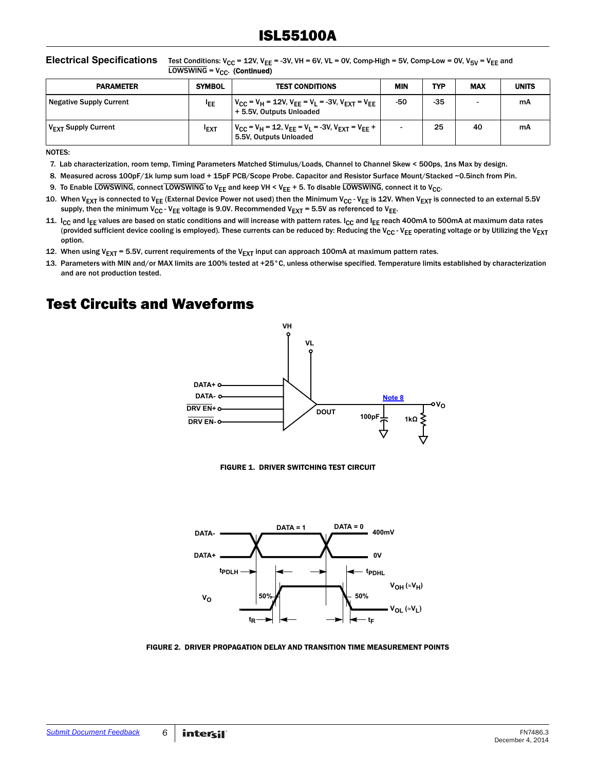## Electrical Specifications

Test Conditions: $V_{CC}$ = 12V, $V_{EE}$ = -3V, VH = 6V, VL = 0V, Comp-High = 5V, Comp-Low = 0V, $V_{5V}$ = $V_{EE}$ and $\overline{LOWSWING}$ = $V_{CC}$. **(Continued)**

| PARAMETER | SYMBOL | TEST CONDITIONS | MIN | TYP | MAX | UNITS |
|---|---|---|---|---|---|---|
| Negative Supply Current | $I_{EE}$ | $V_{CC}$ = $V_H$ = 12V, $V_{EE}$ = $V_L$ = -3V, $V_{EXT}$ = $V_{EE}$ + 5.5V, Outputs Unloaded | -50 | -35 | - | mA |
| $V_{EXT}$ Supply Current | $I_{EXT}$ | $V_{CC}$ = $V_H$ = 12, $V_{EE}$ = $V_L$ = -3V, $V_{EXT}$ = $V_{EE}$ + 5.5V, Outputs Unloaded | - | 25 | 40 | mA |

NOTES:

7. Lab characterization, room temp, Timing Parameters Matched Stimulus/Loads, Channel to Channel Skew < 500ps, 1ns Max by design.
8. Measured across 100pF/1k lump sum load + 15pF PCB/Scope Probe. Capacitor and Resistor Surface Mount/Stacked ~0.5inch from Pin.
9. To Enable $\overline{LOWSWING}$, connect $\overline{LOWSWING}$ to $V_{EE}$ and keep VH < $V_{EE}$ + 5. To disable $\overline{LOWSWING}$, connect it to $V_{CC}$.
10. When $V_{EXT}$ is connected to $V_{EE}$ (External Device Power not used) then the Minimum $V_{CC}$ - $V_{EE}$ is 12V. When $V_{EXT}$ is connected to an external 5.5V supply, then the minimum $V_{CC}$ - $V_{EE}$ voltage is 9.0V. Recommended $V_{EXT}$ = 5.5V as referenced to $V_{EE}$.
11. $I_{CC}$ and $I_{EE}$ values are based on static conditions and will increase with pattern rates. $I_{CC}$ and $I_{EE}$ reach 400mA to 500mA at maximum data rates (provided sufficient device cooling is employed). These currents can be reduced by: Reducing the $V_{CC}$ - $V_{EE}$ operating voltage or by Utilizing the $V_{EXT}$ option.
12. When using $V_{EXT}$ = 5.5V, current requirements of the $V_{EXT}$ input can approach 100mA at maximum pattern rates.
13. Parameters with MIN and/or MAX limits are 100% tested at +25°C, unless otherwise specified. Temperature limits established by characterization and are not production tested.

# Test Circuits and Waveforms

FIGURE 1. DRIVER SWITCHING TEST CIRCUIT

FIGURE 2. DRIVER PROPAGATION DELAY AND TRANSITION TIME MEASUREMENT POINTS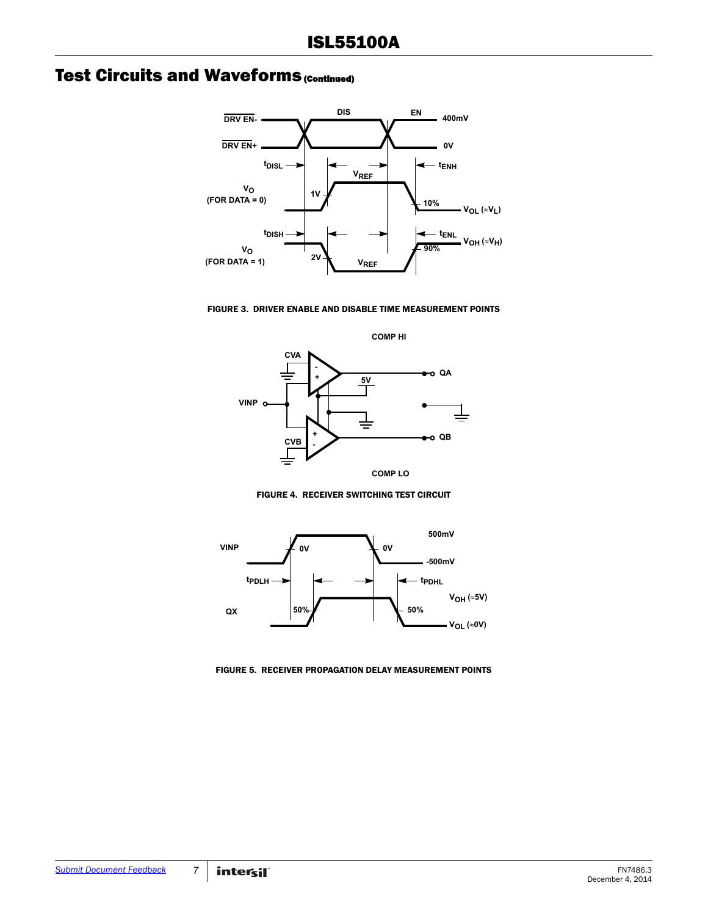## Test Circuits and Waveforms (Continued)

FIGURE 3. DRIVER ENABLE AND DISABLE TIME MEASUREMENT POINTS

FIGURE 4. RECEIVER SWITCHING TEST CIRCUIT

FIGURE 5. RECEIVER PROPAGATION DELAY MEASUREMENT POINTS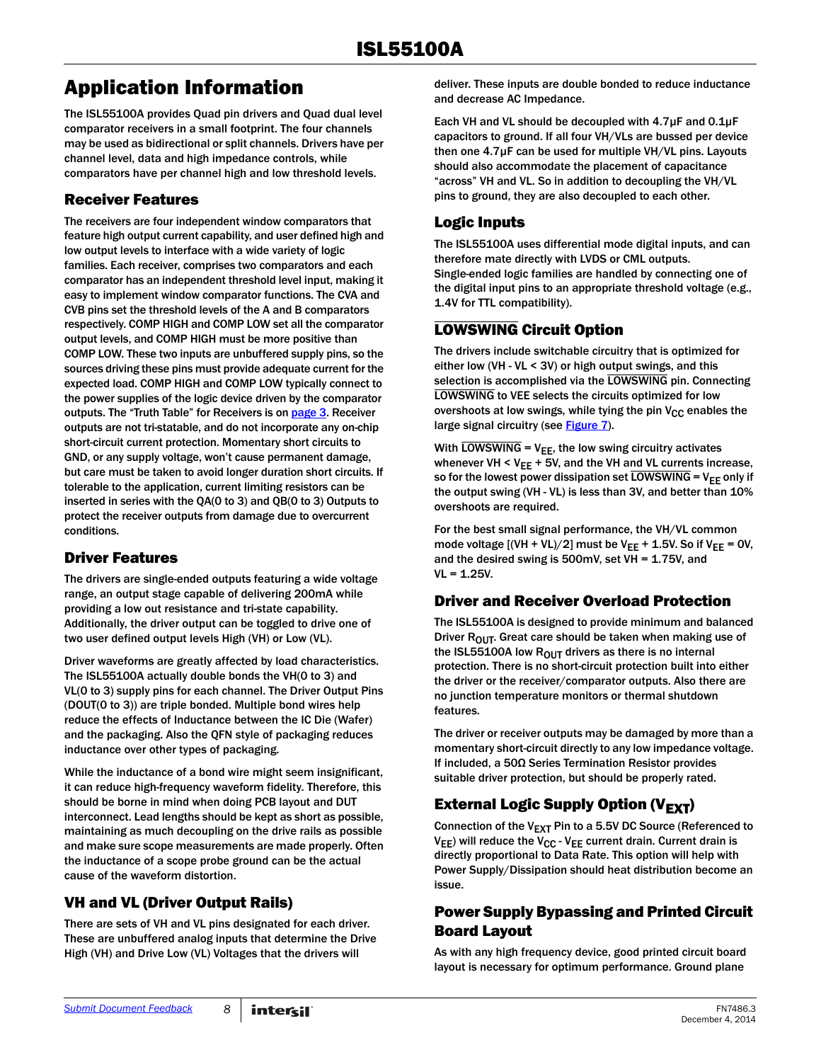# Application Information

The ISL55100A provides Quad pin drivers and Quad dual level comparator receivers in a small footprint. The four channels may be used as bidirectional or split channels. Drivers have per channel level, data and high impedance controls, while comparators have per channel high and low threshold levels.

## Receiver Features

The receivers are four independent window comparators that feature high output current capability, and user defined high and low output levels to interface with a wide variety of logic families. Each receiver, comprises two comparators and each comparator has an independent threshold level input, making it easy to implement window comparator functions. The CVA and CVB pins set the threshold levels of the A and B comparators respectively. COMP HIGH and COMP LOW set all the comparator output levels, and COMP HIGH must be more positive than COMP LOW. These two inputs are unbuffered supply pins, so the sources driving these pins must provide adequate current for the expected load. COMP HIGH and COMP LOW typically connect to the power supplies of the logic device driven by the comparator outputs. The "Truth Table" for Receivers is on page 3. Receiver outputs are not tri-statable, and do not incorporate any on-chip short-circuit current protection. Momentary short circuits to GND, or any supply voltage, won't cause permanent damage, but care must be taken to avoid longer duration short circuits. If tolerable to the application, current limiting resistors can be inserted in series with the QA(0 to 3) and QB(0 to 3) Outputs to protect the receiver outputs from damage due to overcurrent conditions.

## Driver Features

The drivers are single-ended outputs featuring a wide voltage range, an output stage capable of delivering 200mA while providing a low out resistance and tri-state capability. Additionally, the driver output can be toggled to drive one of two user defined output levels High (VH) or Low (VL).

Driver waveforms are greatly affected by load characteristics. The ISL55100A actually double bonds the VH(0 to 3) and VL(0 to 3) supply pins for each channel. The Driver Output Pins (DOUT(0 to 3)) are triple bonded. Multiple bond wires help reduce the effects of Inductance between the IC Die (Wafer) and the packaging. Also the QFN style of packaging reduces inductance over other types of packaging.

While the inductance of a bond wire might seem insignificant, it can reduce high-frequency waveform fidelity. Therefore, this should be borne in mind when doing PCB layout and DUT interconnect. Lead lengths should be kept as short as possible, maintaining as much decoupling on the drive rails as possible and make sure scope measurements are made properly. Often the inductance of a scope probe ground can be the actual cause of the waveform distortion.

## VH and VL (Driver Output Rails)

There are sets of VH and VL pins designated for each driver. These are unbuffered analog inputs that determine the Drive High (VH) and Drive Low (VL) Voltages that the drivers will deliver. These inputs are double bonded to reduce inductance and decrease AC Impedance.

Each VH and VL should be decoupled with 4.7µF and 0.1µF capacitors to ground. If all four VH/VLs are bussed per device then one 4.7µF can be used for multiple VH/VL pins. Layouts should also accommodate the placement of capacitance "across" VH and VL. So in addition to decoupling the VH/VL pins to ground, they are also decoupled to each other.

## Logic Inputs

The ISL55100A uses differential mode digital inputs, and can therefore mate directly with LVDS or CML outputs. Single-ended logic families are handled by connecting one of the digital input pins to an appropriate threshold voltage (e.g., 1.4V for TTL compatibility).

## $\overline{\text{LOWSWING}}$ Circuit Option

The drivers include switchable circuitry that is optimized for either low (VH - VL < 3V) or high output swings, and this selection is accomplished via the $\overline{\text{LOWSWING}}$ pin. Connecting $\overline{\text{LOWSWING}}$ to VEE selects the circuits optimized for low overshoots at low swings, while tying the pin $V_{CC}$ enables the large signal circuitry (see Figure 7).

With $\overline{\text{LOWSWING}} = V_{EE}$, the low swing circuitry activates whenever VH < $V_{EE}$ + 5V, and the VH and VL currents increase, so for the lowest power dissipation set $\overline{\text{LOWSWING}} = V_{EE}$ only if the output swing (VH - VL) is less than 3V, and better than 10% overshoots are required.

For the best small signal performance, the VH/VL common mode voltage [(VH + VL)/2] must be $V_{EE}$ + 1.5V. So if $V_{EE}$ = 0V, and the desired swing is 500mV, set VH = 1.75V, and VL = 1.25V.

## Driver and Receiver Overload Protection

The ISL55100A is designed to provide minimum and balanced Driver $R_{OUT}$. Great care should be taken when making use of the ISL55100A low $R_{OUT}$ drivers as there is no internal protection. There is no short-circuit protection built into either the driver or the receiver/comparator outputs. Also there are no junction temperature monitors or thermal shutdown features.

The driver or receiver outputs may be damaged by more than a momentary short-circuit directly to any low impedance voltage. If included, a 50Ω Series Termination Resistor provides suitable driver protection, but should be properly rated.

## External Logic Supply Option ($V_{EXT}$)

Connection of the $V_{EXT}$ Pin to a 5.5V DC Source (Referenced to $V_{EE}$) will reduce the $V_{CC}$ - $V_{EE}$ current drain. Current drain is directly proportional to Data Rate. This option will help with Power Supply/Dissipation should heat distribution become an issue.

## Power Supply Bypassing and Printed Circuit Board Layout

As with any high frequency device, good printed circuit board layout is necessary for optimum performance. Ground plane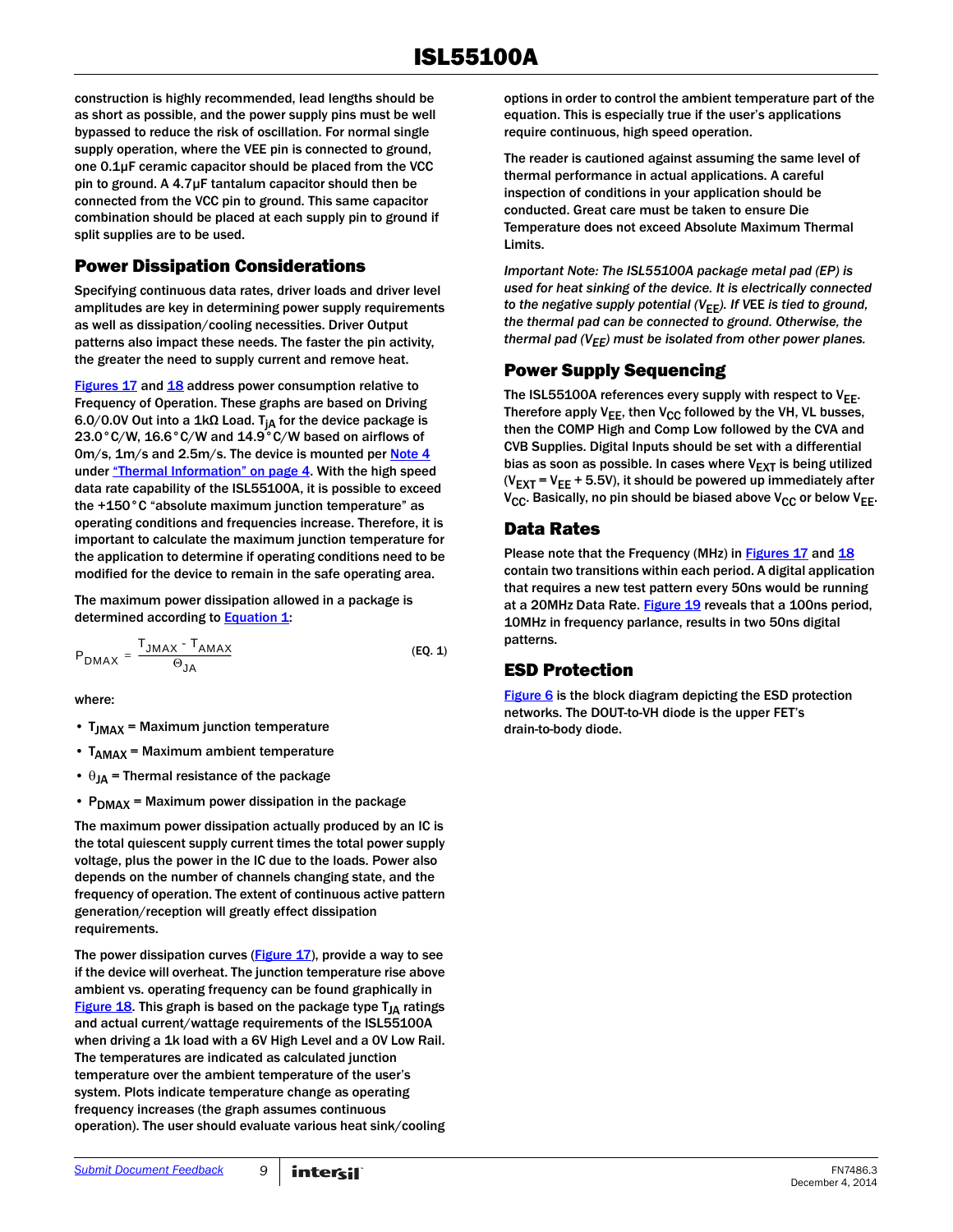construction is highly recommended, lead lengths should be as short as possible, and the power supply pins must be well bypassed to reduce the risk of oscillation. For normal single supply operation, where the VEE pin is connected to ground, one 0.1µF ceramic capacitor should be placed from the VCC pin to ground. A 4.7µF tantalum capacitor should then be connected from the VCC pin to ground. This same capacitor combination should be placed at each supply pin to ground if split supplies are to be used.

## Power Dissipation Considerations

Specifying continuous data rates, driver loads and driver level amplitudes are key in determining power supply requirements as well as dissipation/cooling necessities. Driver Output patterns also impact these needs. The faster the pin activity, the greater the need to supply current and remove heat.

Figures 17 and 18 address power consumption relative to Frequency of Operation. These graphs are based on Driving 6.0/0.0V Out into a 1kΩ Load. $T_{jA}$ for the device package is 23.0°C/W, 16.6°C/W and 14.9°C/W based on airflows of 0m/s, 1m/s and 2.5m/s. The device is mounted per Note 4 under "Thermal Information" on page 4. With the high speed data rate capability of the ISL55100A, it is possible to exceed the +150°C "absolute maximum junction temperature" as operating conditions and frequencies increase. Therefore, it is important to calculate the maximum junction temperature for the application to determine if operating conditions need to be modified for the device to remain in the safe operating area.

The maximum power dissipation allowed in a package is determined according to Equation 1:

$$P_{DMAX} = \frac{T_{JMAX} - T_{AMAX}}{\Theta_{JA}} \qquad \text{(EQ. 1)}$$

where:

- $T_{JMAX}$ = Maximum junction temperature
- $T_{AMAX}$ = Maximum ambient temperature
- $\theta_{JA}$ = Thermal resistance of the package
- $P_{DMAX}$ = Maximum power dissipation in the package

The maximum power dissipation actually produced by an IC is the total quiescent supply current times the total power supply voltage, plus the power in the IC due to the loads. Power also depends on the number of channels changing state, and the frequency of operation. The extent of continuous active pattern generation/reception will greatly effect dissipation requirements.

The power dissipation curves (Figure 17), provide a way to see if the device will overheat. The junction temperature rise above ambient vs. operating frequency can be found graphically in Figure 18. This graph is based on the package type $T_{JA}$ ratings and actual current/wattage requirements of the ISL55100A when driving a 1k load with a 6V High Level and a 0V Low Rail. The temperatures are indicated as calculated junction temperature over the ambient temperature of the user's system. Plots indicate temperature change as operating frequency increases (the graph assumes continuous operation). The user should evaluate various heat sink/cooling options in order to control the ambient temperature part of the equation. This is especially true if the user's applications require continuous, high speed operation.

The reader is cautioned against assuming the same level of thermal performance in actual applications. A careful inspection of conditions in your application should be conducted. Great care must be taken to ensure Die Temperature does not exceed Absolute Maximum Thermal Limits.

*Important Note: The ISL55100A package metal pad (EP) is used for heat sinking of the device. It is electrically connected to the negative supply potential ($V_{EE}$). If VEE is tied to ground, the thermal pad can be connected to ground. Otherwise, the thermal pad ($V_{EE}$) must be isolated from other power planes.*

## Power Supply Sequencing

The ISL55100A references every supply with respect to $V_{EE}$. Therefore apply $V_{EE}$, then $V_{CC}$ followed by the VH, VL busses, then the COMP High and Comp Low followed by the CVA and CVB Supplies. Digital Inputs should be set with a differential bias as soon as possible. In cases where $V_{EXT}$ is being utilized ($V_{EXT} = V_{EE} + 5.5V$), it should be powered up immediately after $V_{CC}$. Basically, no pin should be biased above $V_{CC}$ or below $V_{EE}$.

## Data Rates

Please note that the Frequency (MHz) in Figures 17 and 18 contain two transitions within each period. A digital application that requires a new test pattern every 50ns would be running at a 20MHz Data Rate. Figure 19 reveals that a 100ns period, 10MHz in frequency parlance, results in two 50ns digital patterns.

## ESD Protection

Figure 6 is the block diagram depicting the ESD protection networks. The DOUT-to-VH diode is the upper FET's drain-to-body diode.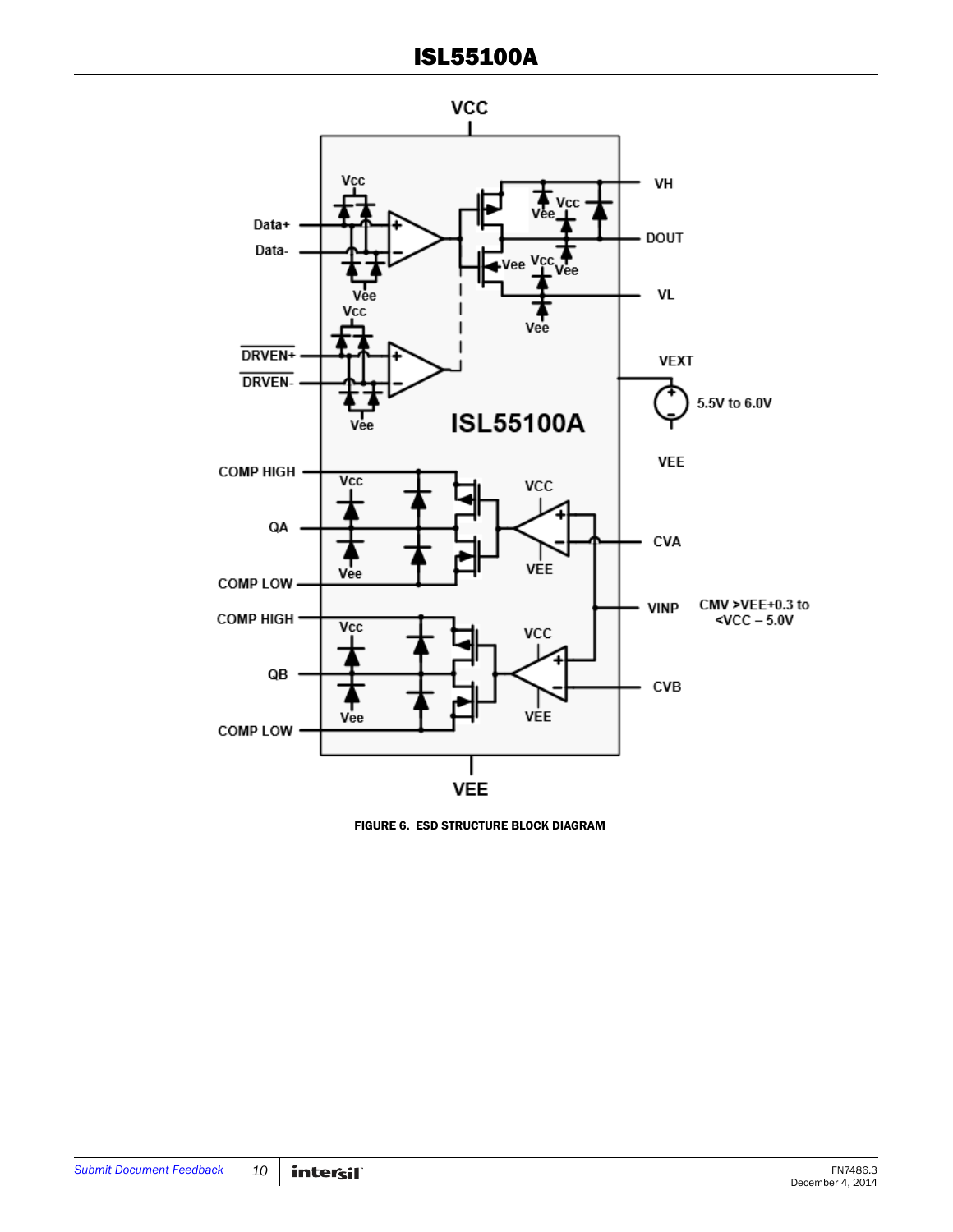FIGURE 6. ESD STRUCTURE BLOCK DIAGRAM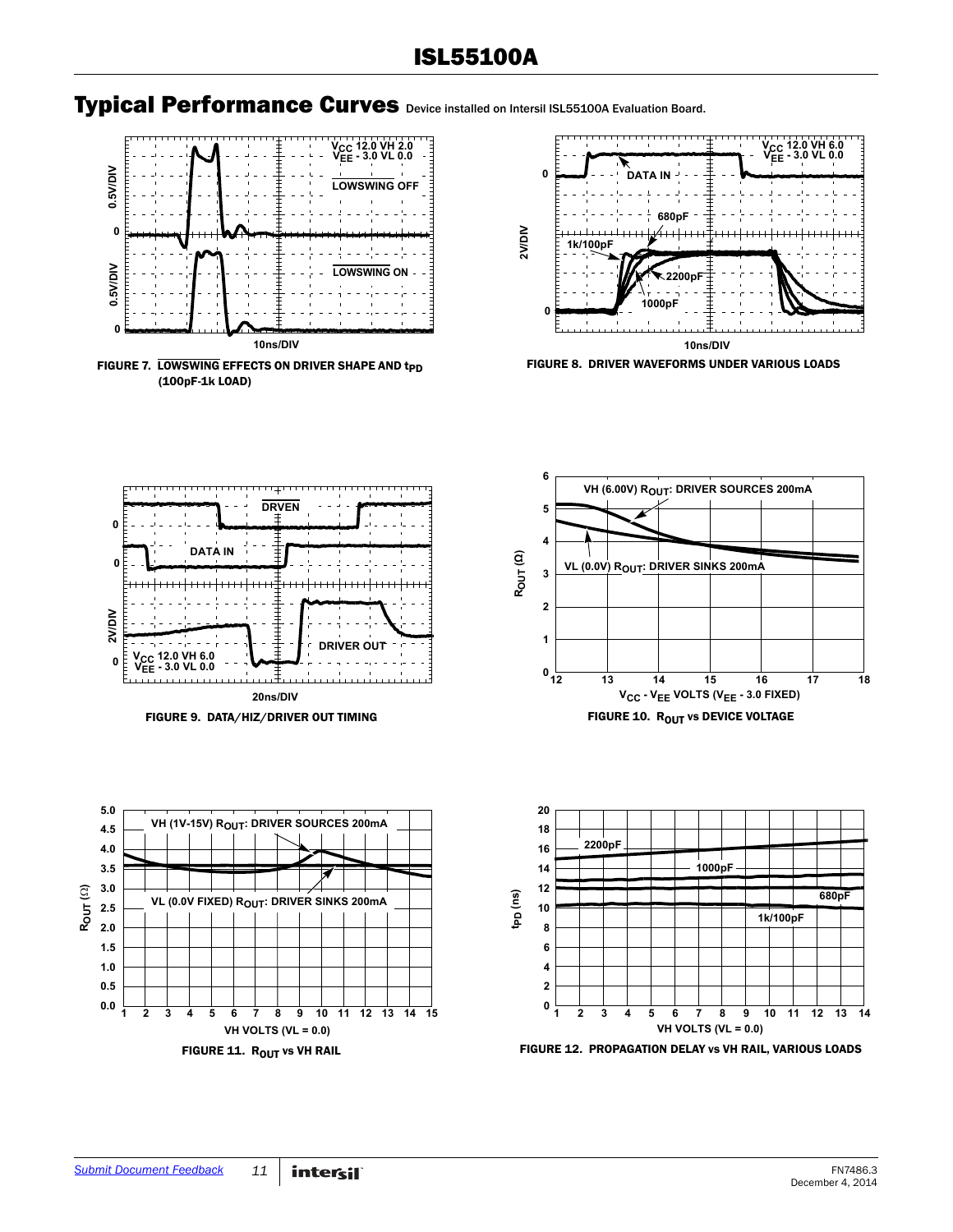## Typical Performance Curves

Device installed on Intersil ISL55100A Evaluation Board.

FIGURE 7. $\overline{\text{LOWSWING}}$ EFFECTS ON DRIVER SHAPE AND $t_{PD}$ (100pF-1k LOAD)

FIGURE 8. DRIVER WAVEFORMS UNDER VARIOUS LOADS

FIGURE 9. DATA/HIZ/DRIVER OUT TIMING

FIGURE 10. $R_{OUT}$ vs DEVICE VOLTAGE

FIGURE 11. $R_{OUT}$ vs VH RAIL

FIGURE 12. PROPAGATION DELAY vs VH RAIL, VARIOUS LOADS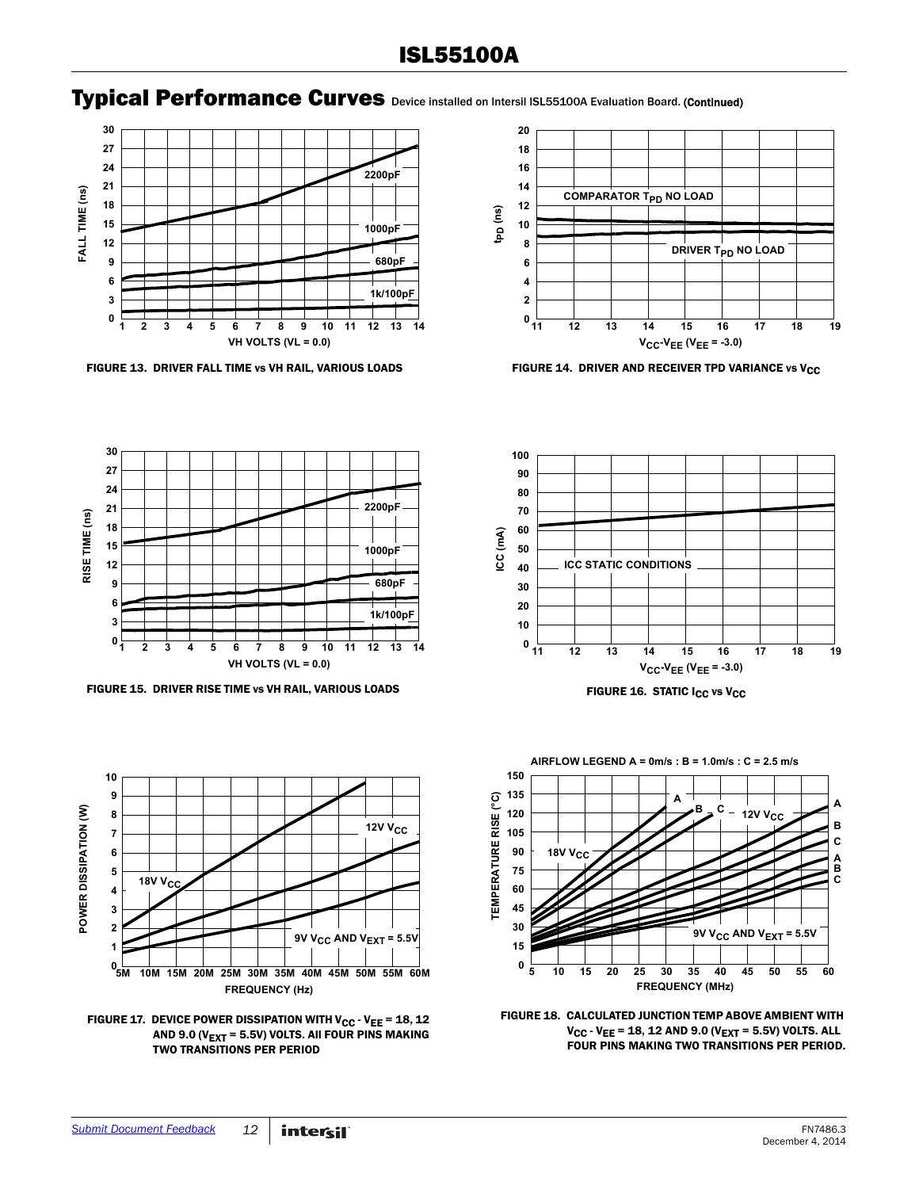## Typical Performance Curves Device installed on Intersil ISL55100A Evaluation Board. (Continued)

FIGURE 13. DRIVER FALL TIME vs VH RAIL, VARIOUS LOADS

FIGURE 14. DRIVER AND RECEIVER TPD VARIANCE vs $V_{CC}$

FIGURE 15. DRIVER RISE TIME vs VH RAIL, VARIOUS LOADS

FIGURE 16. STATIC $I_{CC}$ vs $V_{CC}$

FIGURE 17. DEVICE POWER DISSIPATION WITH $V_{CC}$ - $V_{EE}$ = 18, 12 AND 9.0 ($V_{EXT}$ = 5.5V) VOLTS. All FOUR PINS MAKING TWO TRANSITIONS PER PERIOD

FIGURE 18. CALCULATED JUNCTION TEMP ABOVE AMBIENT WITH $V_{CC}$ - $V_{EE}$ = 18, 12 AND 9.0 ($V_{EXT}$ = 5.5V) VOLTS. ALL FOUR PINS MAKING TWO TRANSITIONS PER PERIOD.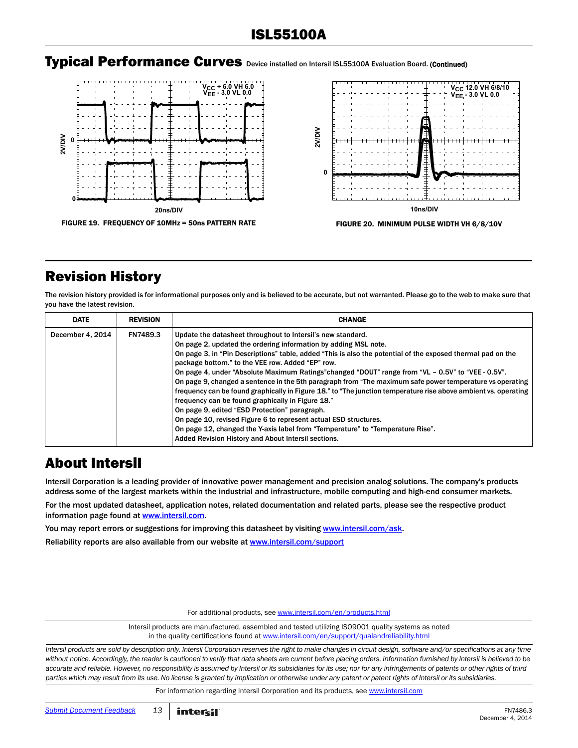## Typical Performance Curves Device installed on Intersil ISL55100A Evaluation Board. (Continued)

FIGURE 19. FREQUENCY OF 10MHz = 50ns PATTERN RATE

FIGURE 20. MINIMUM PULSE WIDTH VH 6/8/10V

## Revision History

The revision history provided is for informational purposes only and is believed to be accurate, but not warranted. Please go to the web to make sure that you have the latest revision.

| DATE | REVISION | CHANGE |
|---|---|---|
| December 4, 2014 | FN7489.3 | Update the datasheet throughout to Intersil's new standard.<br>On page 2, updated the ordering information by adding MSL note.<br>On page 3, in "Pin Descriptions" table, added "This is also the potential of the exposed thermal pad on the package bottom." to the VEE row. Added "EP" row.<br>On page 4, under "Absolute Maximum Ratings"changed "DOUT" range from "VL – 0.5V" to "VEE - 0.5V".<br>On page 9, changed a sentence in the 5th paragraph from "The maximum safe power temperature vs operating frequency can be found graphically in Figure 18." to "The junction temperature rise above ambient vs. operating frequency can be found graphically in Figure 18."<br>On page 9, edited "ESD Protection" paragraph.<br>On page 10, revised Figure 6 to represent actual ESD structures.<br>On page 12, changed the Y-axis label from "Temperature" to "Temperature Rise".<br>Added Revision History and About Intersil sections. |

## About Intersil

Intersil Corporation is a leading provider of innovative power management and precision analog solutions. The company's products address some of the largest markets within the industrial and infrastructure, mobile computing and high-end consumer markets.

For the most updated datasheet, application notes, related documentation and related parts, please see the respective product information page found at www.intersil.com.

You may report errors or suggestions for improving this datasheet by visiting www.intersil.com/ask.

Reliability reports are also available from our website at www.intersil.com/support

For additional products, see www.intersil.com/en/products.html

Intersil products are manufactured, assembled and tested utilizing ISO9001 quality systems as noted in the quality certifications found at www.intersil.com/en/support/qualandreliability.html

*Intersil products are sold by description only. Intersil Corporation reserves the right to make changes in circuit design, software and/or specifications at any time without notice. Accordingly, the reader is cautioned to verify that data sheets are current before placing orders. Information furnished by Intersil is believed to be accurate and reliable. However, no responsibility is assumed by Intersil or its subsidiaries for its use; nor for any infringements of patents or other rights of third parties which may result from its use. No license is granted by implication or otherwise under any patent or patent rights of Intersil or its subsidiaries.*

For information regarding Intersil Corporation and its products, see www.intersil.com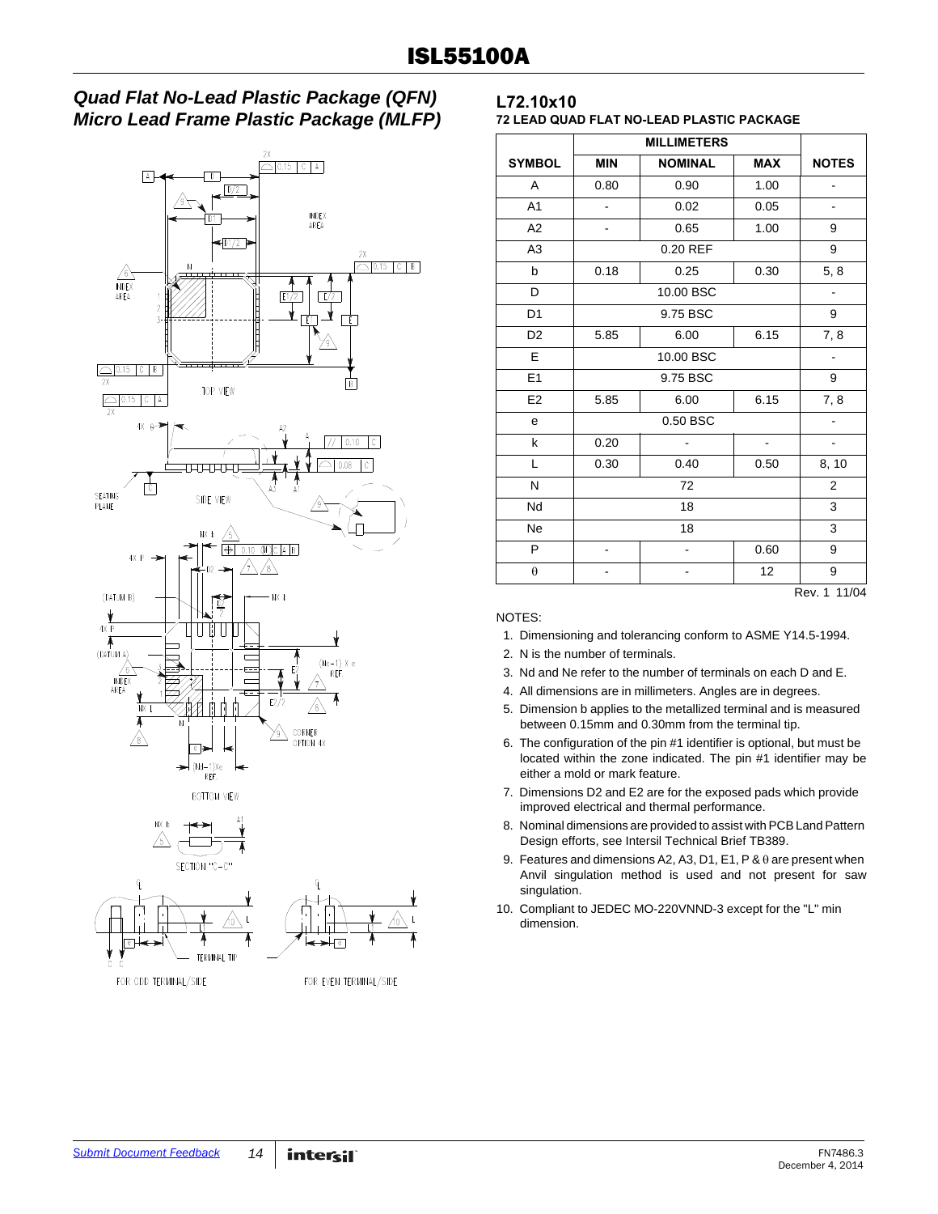## Quad Flat No-Lead Plastic Package (QFN) Micro Lead Frame Plastic Package (MLFP)

TOP VIEW

SIDE VIEW

BOTTOM VIEW

SECTION "C-C"

FOR ODD TERMINAL/SIDE

FOR EVEN TERMINAL/SIDE

### L72.10x10

**72 LEAD QUAD FLAT NO-LEAD PLASTIC PACKAGE**

| SYMBOL | MILLIMETERS | | | NOTES |
|---|---|---|---|---|
| | MIN | NOMINAL | MAX | |
| A | 0.80 | 0.90 | 1.00 | - |
| A1 | - | 0.02 | 0.05 | - |
| A2 | - | 0.65 | 1.00 | 9 |
| A3 | 0.20 REF | | | 9 |
| b | 0.18 | 0.25 | 0.30 | 5, 8 |
| D | 10.00 BSC | | | - |
| D1 | 9.75 BSC | | | 9 |
| D2 | 5.85 | 6.00 | 6.15 | 7, 8 |
| E | 10.00 BSC | | | - |
| E1 | 9.75 BSC | | | 9 |
| E2 | 5.85 | 6.00 | 6.15 | 7, 8 |
| e | 0.50 BSC | | | - |
| k | 0.20 | - | - | - |
| L | 0.30 | 0.40 | 0.50 | 8, 10 |
| N | 72 | | | 2 |
| Nd | 18 | | | 3 |
| Ne | 18 | | | 3 |
| P | - | - | 0.60 | 9 |
| $\theta$ | - | - | 12 | 9 |

Rev. 1 11/04

NOTES:

1. Dimensioning and tolerancing conform to ASME Y14.5-1994.
2. N is the number of terminals.
3. Nd and Ne refer to the number of terminals on each D and E.
4. All dimensions are in millimeters. Angles are in degrees.
5. Dimension b applies to the metallized terminal and is measured between 0.15mm and 0.30mm from the terminal tip.
6. The configuration of the pin #1 identifier is optional, but must be located within the zone indicated. The pin #1 identifier may be either a mold or mark feature.
7. Dimensions D2 and E2 are for the exposed pads which provide improved electrical and thermal performance.
8. Nominal dimensions are provided to assist with PCB Land Pattern Design efforts, see Intersil Technical Brief TB389.
9. Features and dimensions A2, A3, D1, E1, P & $\theta$ are present when Anvil singulation method is used and not present for saw singulation.
10. Compliant to JEDEC MO-220VNND-3 except for the "L" min dimension.